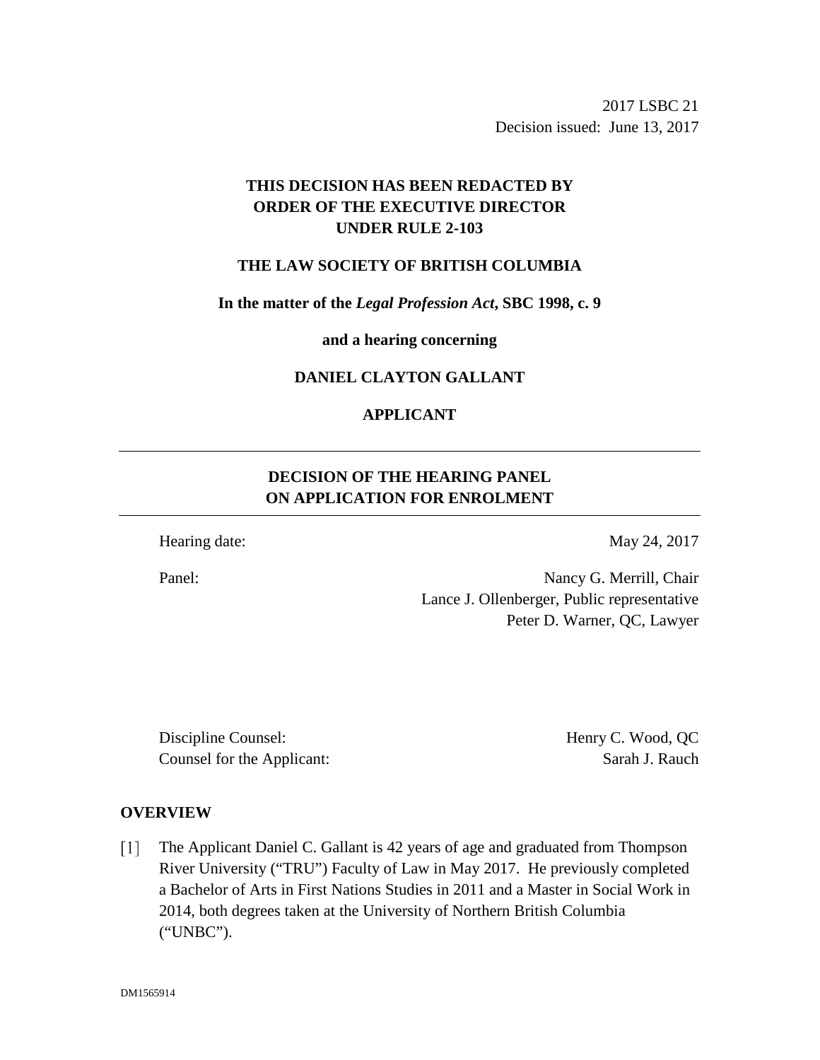2017 LSBC 21
Decision issued: June 13, 2017

**THIS DECISION HAS BEEN REDACTED BY ORDER OF THE EXECUTIVE DIRECTOR UNDER RULE 2-103**

**THE LAW SOCIETY OF BRITISH COLUMBIA**

**In the matter of the *Legal Profession Act*, SBC 1998, c. 9**

**and a hearing concerning**

**DANIEL CLAYTON GALLANT**

**APPLICANT**

---

## DECISION OF THE HEARING PANEL ON APPLICATION FOR ENROLMENT

---

Hearing date: May 24, 2017

Panel: Nancy G. Merrill, Chair
Lance J. Ollenberger, Public representative
Peter D. Warner, QC, Lawyer

Discipline Counsel: Henry C. Wood, QC
Counsel for the Applicant: Sarah J. Rauch

## OVERVIEW

[1] The Applicant Daniel C. Gallant is 42 years of age and graduated from Thompson River University ("TRU") Faculty of Law in May 2017. He previously completed a Bachelor of Arts in First Nations Studies in 2011 and a Master in Social Work in 2014, both degrees taken at the University of Northern British Columbia ("UNBC").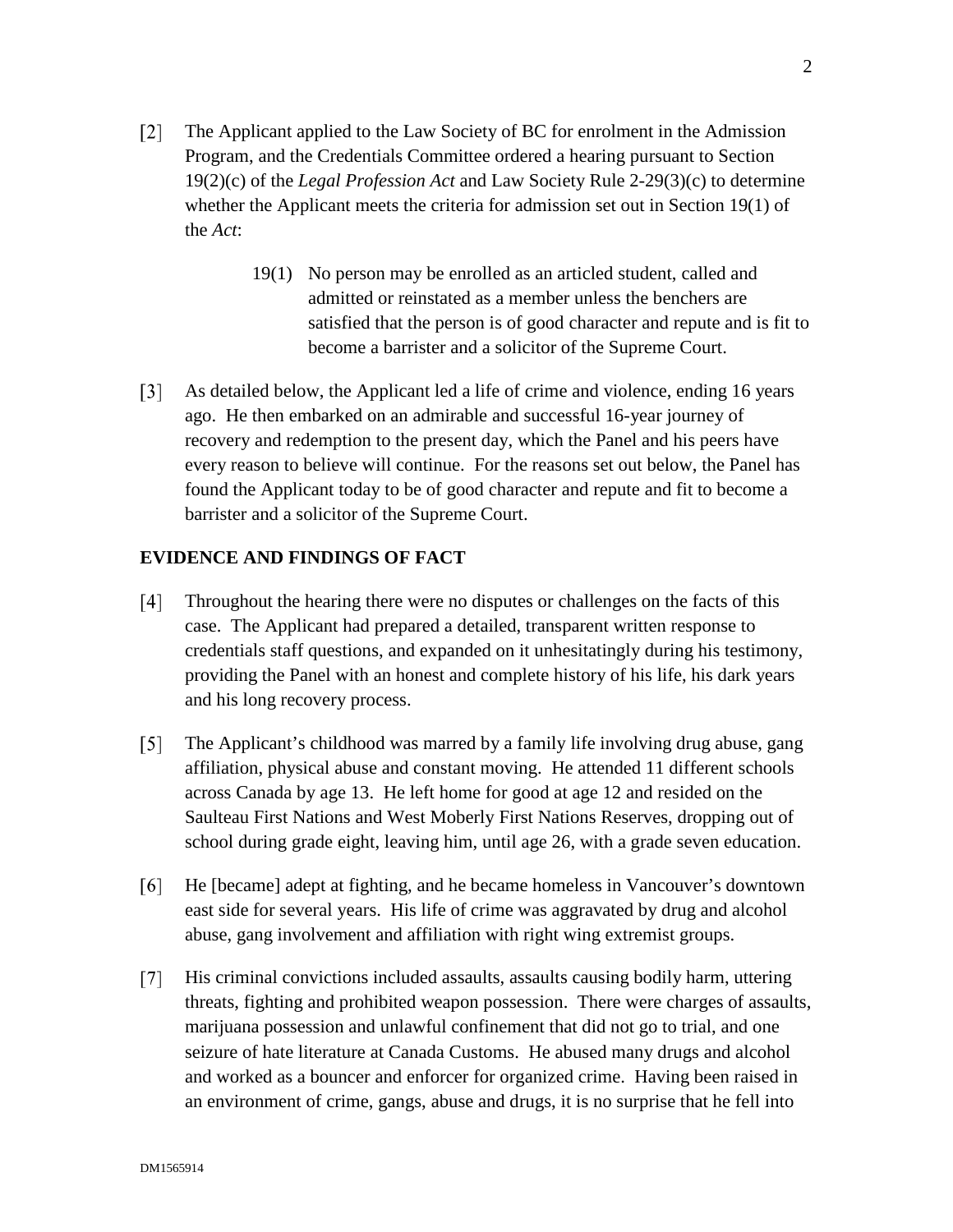[2] The Applicant applied to the Law Society of BC for enrolment in the Admission Program, and the Credentials Committee ordered a hearing pursuant to Section 19(2)(c) of the *Legal Profession Act* and Law Society Rule 2-29(3)(c) to determine whether the Applicant meets the criteria for admission set out in Section 19(1) of the *Act*:

> 19(1) No person may be enrolled as an articled student, called and admitted or reinstated as a member unless the benchers are satisfied that the person is of good character and repute and is fit to become a barrister and a solicitor of the Supreme Court.

[3] As detailed below, the Applicant led a life of crime and violence, ending 16 years ago. He then embarked on an admirable and successful 16-year journey of recovery and redemption to the present day, which the Panel and his peers have every reason to believe will continue. For the reasons set out below, the Panel has found the Applicant today to be of good character and repute and fit to become a barrister and a solicitor of the Supreme Court.

## EVIDENCE AND FINDINGS OF FACT

[4] Throughout the hearing there were no disputes or challenges on the facts of this case. The Applicant had prepared a detailed, transparent written response to credentials staff questions, and expanded on it unhesitatingly during his testimony, providing the Panel with an honest and complete history of his life, his dark years and his long recovery process.

[5] The Applicant's childhood was marred by a family life involving drug abuse, gang affiliation, physical abuse and constant moving. He attended 11 different schools across Canada by age 13. He left home for good at age 12 and resided on the Saulteau First Nations and West Moberly First Nations Reserves, dropping out of school during grade eight, leaving him, until age 26, with a grade seven education.

[6] He [became] adept at fighting, and he became homeless in Vancouver's downtown east side for several years. His life of crime was aggravated by drug and alcohol abuse, gang involvement and affiliation with right wing extremist groups.

[7] His criminal convictions included assaults, assaults causing bodily harm, uttering threats, fighting and prohibited weapon possession. There were charges of assaults, marijuana possession and unlawful confinement that did not go to trial, and one seizure of hate literature at Canada Customs. He abused many drugs and alcohol and worked as a bouncer and enforcer for organized crime. Having been raised in an environment of crime, gangs, abuse and drugs, it is no surprise that he fell into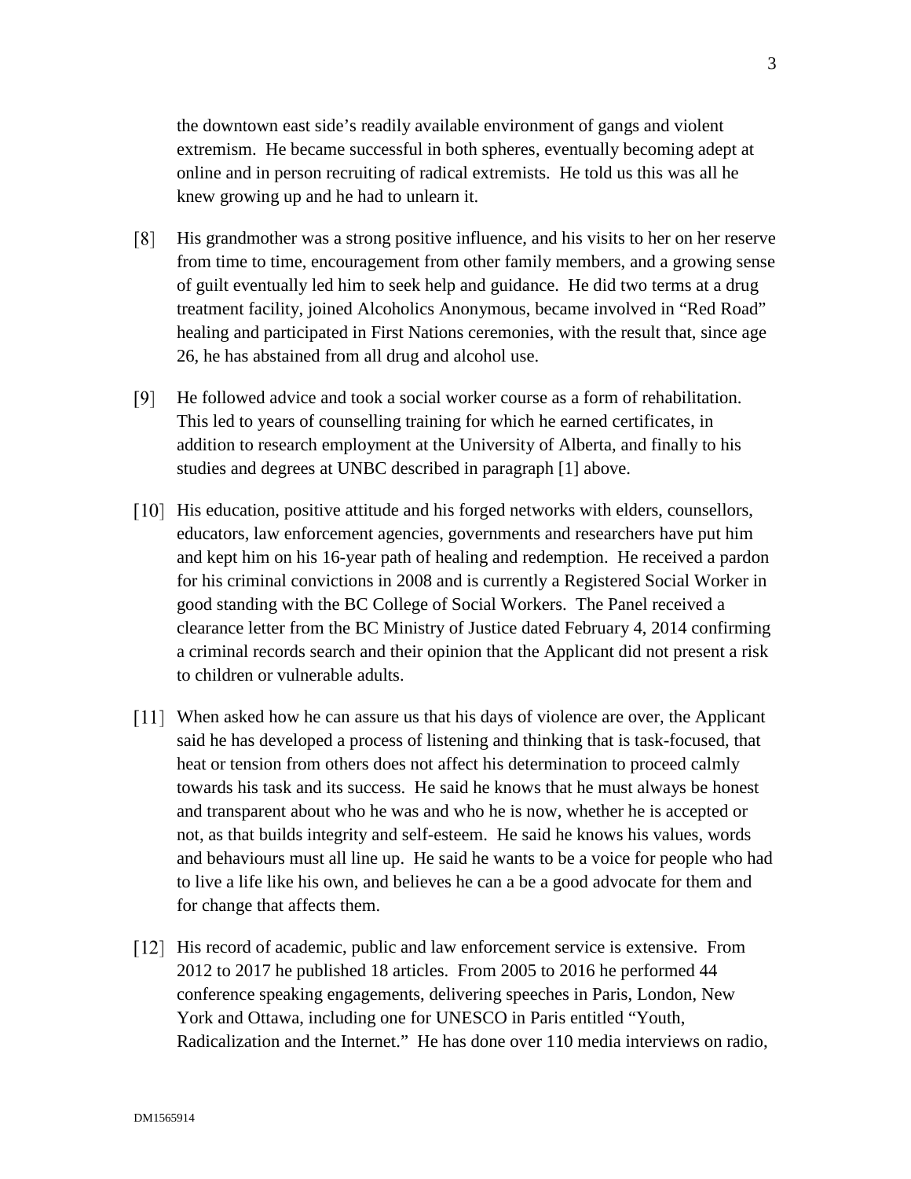the downtown east side's readily available environment of gangs and violent extremism. He became successful in both spheres, eventually becoming adept at online and in person recruiting of radical extremists. He told us this was all he knew growing up and he had to unlearn it.

[8] His grandmother was a strong positive influence, and his visits to her on her reserve from time to time, encouragement from other family members, and a growing sense of guilt eventually led him to seek help and guidance. He did two terms at a drug treatment facility, joined Alcoholics Anonymous, became involved in "Red Road" healing and participated in First Nations ceremonies, with the result that, since age 26, he has abstained from all drug and alcohol use.

[9] He followed advice and took a social worker course as a form of rehabilitation. This led to years of counselling training for which he earned certificates, in addition to research employment at the University of Alberta, and finally to his studies and degrees at UNBC described in paragraph [1] above.

[10] His education, positive attitude and his forged networks with elders, counsellors, educators, law enforcement agencies, governments and researchers have put him and kept him on his 16-year path of healing and redemption. He received a pardon for his criminal convictions in 2008 and is currently a Registered Social Worker in good standing with the BC College of Social Workers. The Panel received a clearance letter from the BC Ministry of Justice dated February 4, 2014 confirming a criminal records search and their opinion that the Applicant did not present a risk to children or vulnerable adults.

[11] When asked how he can assure us that his days of violence are over, the Applicant said he has developed a process of listening and thinking that is task-focused, that heat or tension from others does not affect his determination to proceed calmly towards his task and its success. He said he knows that he must always be honest and transparent about who he was and who he is now, whether he is accepted or not, as that builds integrity and self-esteem. He said he knows his values, words and behaviours must all line up. He said he wants to be a voice for people who had to live a life like his own, and believes he can a be a good advocate for them and for change that affects them.

[12] His record of academic, public and law enforcement service is extensive. From 2012 to 2017 he published 18 articles. From 2005 to 2016 he performed 44 conference speaking engagements, delivering speeches in Paris, London, New York and Ottawa, including one for UNESCO in Paris entitled "Youth, Radicalization and the Internet." He has done over 110 media interviews on radio,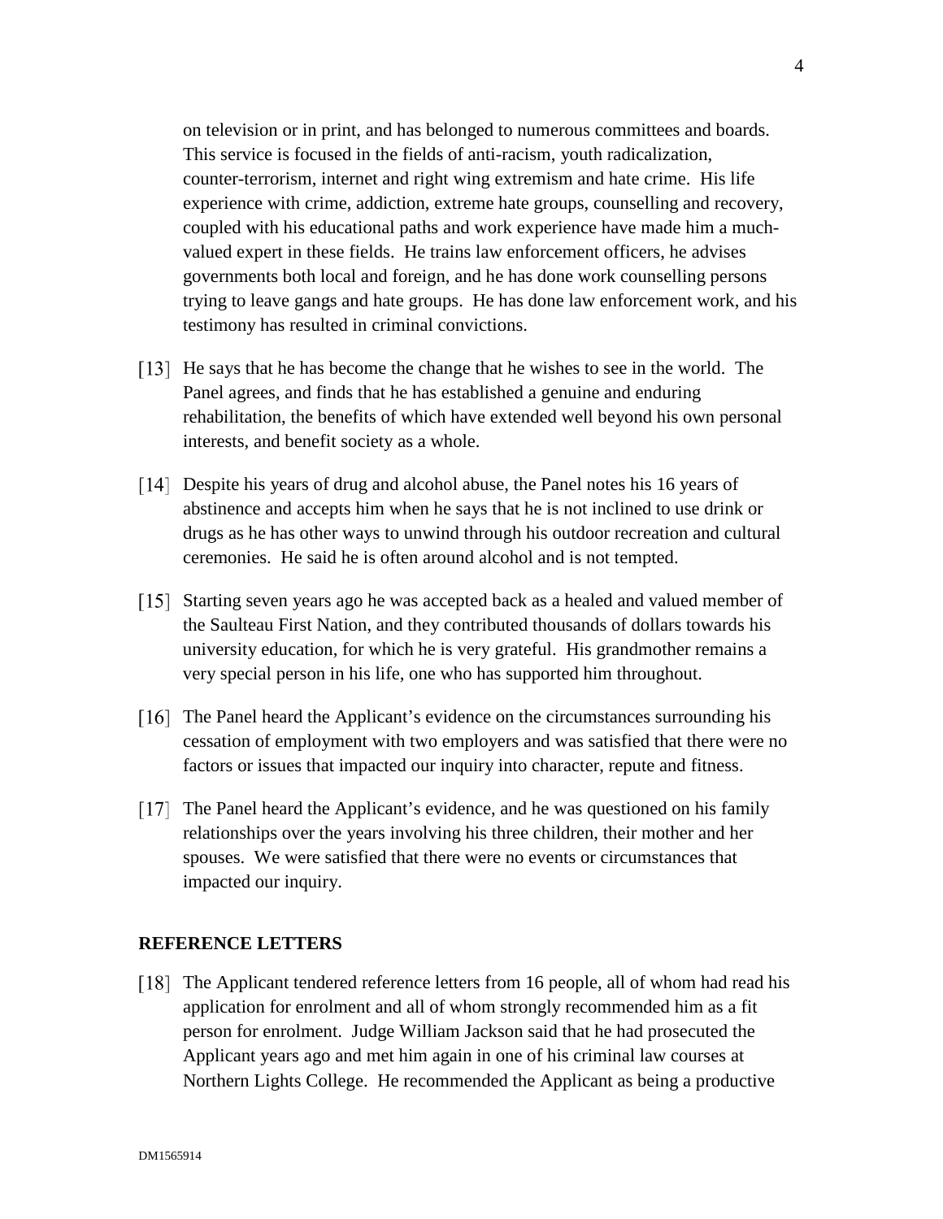on television or in print, and has belonged to numerous committees and boards. This service is focused in the fields of anti-racism, youth radicalization, counter-terrorism, internet and right wing extremism and hate crime. His life experience with crime, addiction, extreme hate groups, counselling and recovery, coupled with his educational paths and work experience have made him a much-valued expert in these fields. He trains law enforcement officers, he advises governments both local and foreign, and he has done work counselling persons trying to leave gangs and hate groups. He has done law enforcement work, and his testimony has resulted in criminal convictions.

[13] He says that he has become the change that he wishes to see in the world. The Panel agrees, and finds that he has established a genuine and enduring rehabilitation, the benefits of which have extended well beyond his own personal interests, and benefit society as a whole.

[14] Despite his years of drug and alcohol abuse, the Panel notes his 16 years of abstinence and accepts him when he says that he is not inclined to use drink or drugs as he has other ways to unwind through his outdoor recreation and cultural ceremonies. He said he is often around alcohol and is not tempted.

[15] Starting seven years ago he was accepted back as a healed and valued member of the Saulteau First Nation, and they contributed thousands of dollars towards his university education, for which he is very grateful. His grandmother remains a very special person in his life, one who has supported him throughout.

[16] The Panel heard the Applicant's evidence on the circumstances surrounding his cessation of employment with two employers and was satisfied that there were no factors or issues that impacted our inquiry into character, repute and fitness.

[17] The Panel heard the Applicant's evidence, and he was questioned on his family relationships over the years involving his three children, their mother and her spouses. We were satisfied that there were no events or circumstances that impacted our inquiry.

**REFERENCE LETTERS**

[18] The Applicant tendered reference letters from 16 people, all of whom had read his application for enrolment and all of whom strongly recommended him as a fit person for enrolment. Judge William Jackson said that he had prosecuted the Applicant years ago and met him again in one of his criminal law courses at Northern Lights College. He recommended the Applicant as being a productive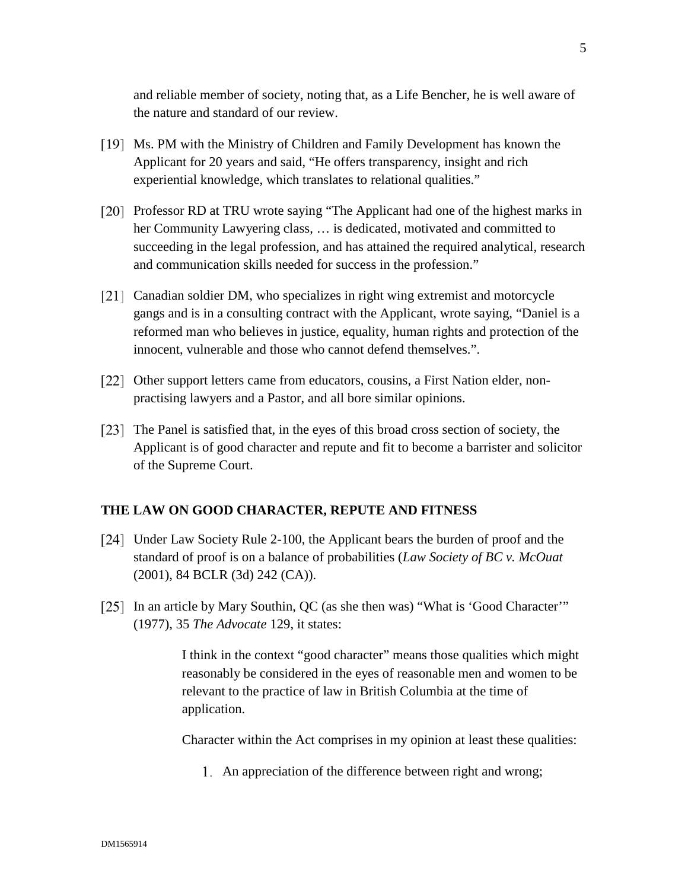and reliable member of society, noting that, as a Life Bencher, he is well aware of the nature and standard of our review.

[19] Ms. PM with the Ministry of Children and Family Development has known the Applicant for 20 years and said, "He offers transparency, insight and rich experiential knowledge, which translates to relational qualities."

[20] Professor RD at TRU wrote saying "The Applicant had one of the highest marks in her Community Lawyering class, … is dedicated, motivated and committed to succeeding in the legal profession, and has attained the required analytical, research and communication skills needed for success in the profession."

[21] Canadian soldier DM, who specializes in right wing extremist and motorcycle gangs and is in a consulting contract with the Applicant, wrote saying, "Daniel is a reformed man who believes in justice, equality, human rights and protection of the innocent, vulnerable and those who cannot defend themselves.".

[22] Other support letters came from educators, cousins, a First Nation elder, non-practising lawyers and a Pastor, and all bore similar opinions.

[23] The Panel is satisfied that, in the eyes of this broad cross section of society, the Applicant is of good character and repute and fit to become a barrister and solicitor of the Supreme Court.

## THE LAW ON GOOD CHARACTER, REPUTE AND FITNESS

[24] Under Law Society Rule 2-100, the Applicant bears the burden of proof and the standard of proof is on a balance of probabilities (*Law Society of BC v. McOuat* (2001), 84 BCLR (3d) 242 (CA)).

[25] In an article by Mary Southin, QC (as she then was) "What is 'Good Character'" (1977), 35 *The Advocate* 129, it states:

> I think in the context "good character" means those qualities which might reasonably be considered in the eyes of reasonable men and women to be relevant to the practice of law in British Columbia at the time of application.
>
> Character within the Act comprises in my opinion at least these qualities:
>
> 1. An appreciation of the difference between right and wrong;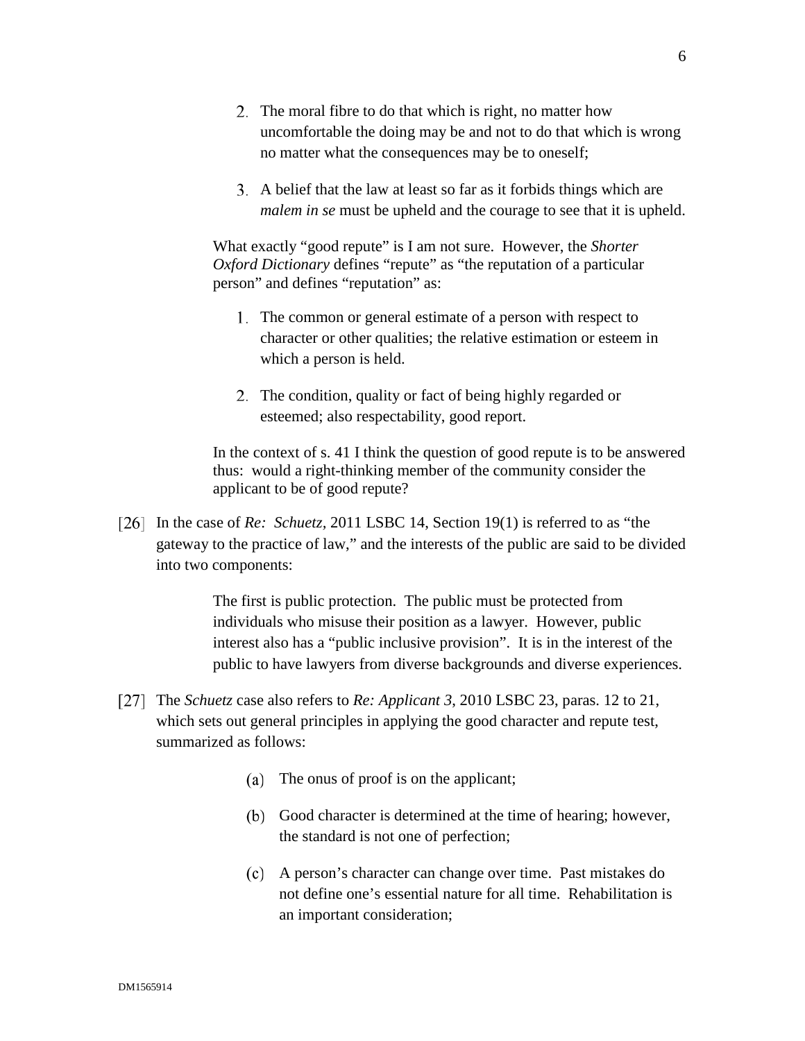2. The moral fibre to do that which is right, no matter how uncomfortable the doing may be and not to do that which is wrong no matter what the consequences may be to oneself;

3. A belief that the law at least so far as it forbids things which are *malem in se* must be upheld and the courage to see that it is upheld.

> What exactly "good repute" is I am not sure. However, the *Shorter Oxford Dictionary* defines "repute" as "the reputation of a particular person" and defines "reputation" as:
>
> 1. The common or general estimate of a person with respect to character or other qualities; the relative estimation or esteem in which a person is held.
>
> 2. The condition, quality or fact of being highly regarded or esteemed; also respectability, good report.
>
> In the context of s. 41 I think the question of good repute is to be answered thus: would a right-thinking member of the community consider the applicant to be of good repute?

[26] In the case of *Re: Schuetz*, 2011 LSBC 14, Section 19(1) is referred to as "the gateway to the practice of law," and the interests of the public are said to be divided into two components:

> The first is public protection. The public must be protected from individuals who misuse their position as a lawyer. However, public interest also has a "public inclusive provision". It is in the interest of the public to have lawyers from diverse backgrounds and diverse experiences.

[27] The *Schuetz* case also refers to *Re: Applicant 3*, 2010 LSBC 23, paras. 12 to 21, which sets out general principles in applying the good character and repute test, summarized as follows:

(a) The onus of proof is on the applicant;

(b) Good character is determined at the time of hearing; however, the standard is not one of perfection;

(c) A person's character can change over time. Past mistakes do not define one's essential nature for all time. Rehabilitation is an important consideration;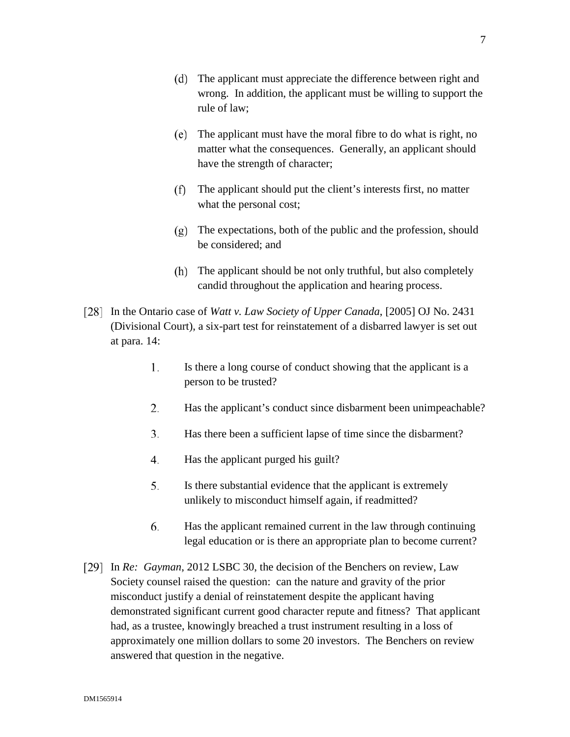(d) The applicant must appreciate the difference between right and wrong. In addition, the applicant must be willing to support the rule of law;

(e) The applicant must have the moral fibre to do what is right, no matter what the consequences. Generally, an applicant should have the strength of character;

(f) The applicant should put the client's interests first, no matter what the personal cost;

(g) The expectations, both of the public and the profession, should be considered; and

(h) The applicant should be not only truthful, but also completely candid throughout the application and hearing process.

[28] In the Ontario case of *Watt v. Law Society of Upper Canada*, [2005] OJ No. 2431 (Divisional Court), a six-part test for reinstatement of a disbarred lawyer is set out at para. 14:

1. Is there a long course of conduct showing that the applicant is a person to be trusted?
2. Has the applicant's conduct since disbarment been unimpeachable?
3. Has there been a sufficient lapse of time since the disbarment?
4. Has the applicant purged his guilt?
5. Is there substantial evidence that the applicant is extremely unlikely to misconduct himself again, if readmitted?
6. Has the applicant remained current in the law through continuing legal education or is there an appropriate plan to become current?

[29] In *Re: Gayman*, 2012 LSBC 30, the decision of the Benchers on review, Law Society counsel raised the question: can the nature and gravity of the prior misconduct justify a denial of reinstatement despite the applicant having demonstrated significant current good character repute and fitness? That applicant had, as a trustee, knowingly breached a trust instrument resulting in a loss of approximately one million dollars to some 20 investors. The Benchers on review answered that question in the negative.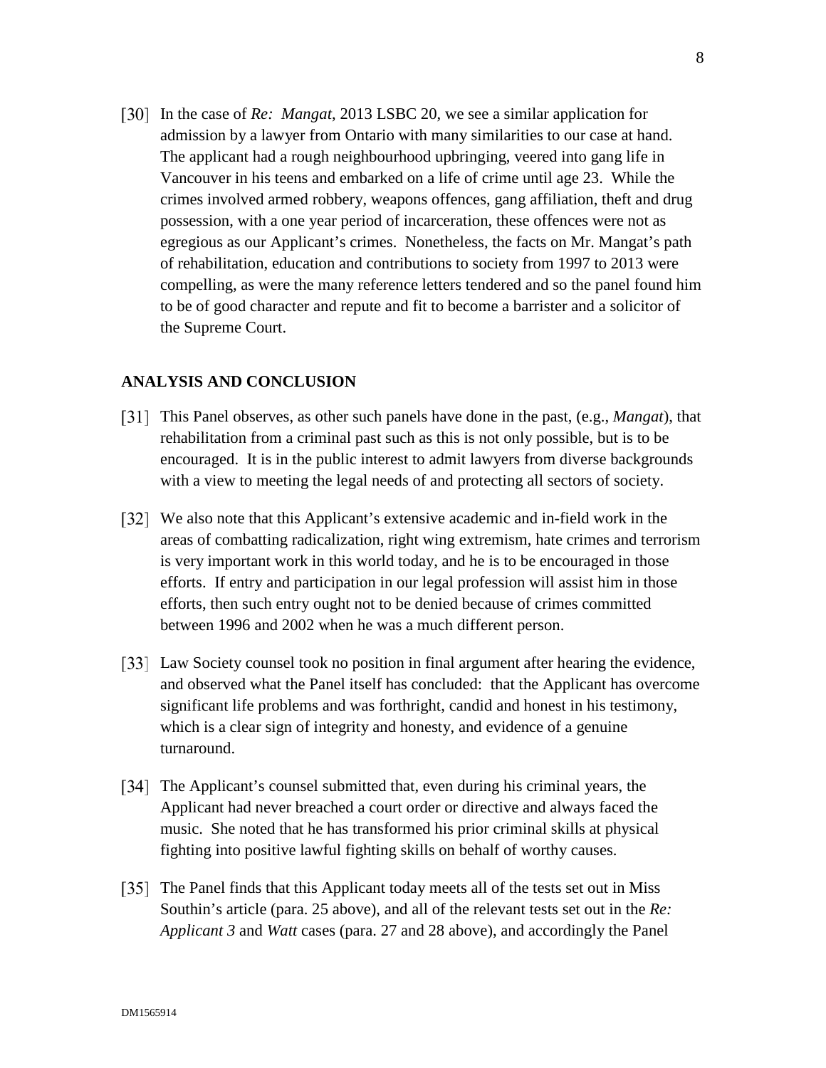[30] In the case of *Re: Mangat*, 2013 LSBC 20, we see a similar application for admission by a lawyer from Ontario with many similarities to our case at hand. The applicant had a rough neighbourhood upbringing, veered into gang life in Vancouver in his teens and embarked on a life of crime until age 23. While the crimes involved armed robbery, weapons offences, gang affiliation, theft and drug possession, with a one year period of incarceration, these offences were not as egregious as our Applicant's crimes. Nonetheless, the facts on Mr. Mangat's path of rehabilitation, education and contributions to society from 1997 to 2013 were compelling, as were the many reference letters tendered and so the panel found him to be of good character and repute and fit to become a barrister and a solicitor of the Supreme Court.

## ANALYSIS AND CONCLUSION

[31] This Panel observes, as other such panels have done in the past, (e.g., *Mangat*), that rehabilitation from a criminal past such as this is not only possible, but is to be encouraged. It is in the public interest to admit lawyers from diverse backgrounds with a view to meeting the legal needs of and protecting all sectors of society.

[32] We also note that this Applicant's extensive academic and in-field work in the areas of combatting radicalization, right wing extremism, hate crimes and terrorism is very important work in this world today, and he is to be encouraged in those efforts. If entry and participation in our legal profession will assist him in those efforts, then such entry ought not to be denied because of crimes committed between 1996 and 2002 when he was a much different person.

[33] Law Society counsel took no position in final argument after hearing the evidence, and observed what the Panel itself has concluded: that the Applicant has overcome significant life problems and was forthright, candid and honest in his testimony, which is a clear sign of integrity and honesty, and evidence of a genuine turnaround.

[34] The Applicant's counsel submitted that, even during his criminal years, the Applicant had never breached a court order or directive and always faced the music. She noted that he has transformed his prior criminal skills at physical fighting into positive lawful fighting skills on behalf of worthy causes.

[35] The Panel finds that this Applicant today meets all of the tests set out in Miss Southin's article (para. 25 above), and all of the relevant tests set out in the *Re: Applicant 3* and *Watt* cases (para. 27 and 28 above), and accordingly the Panel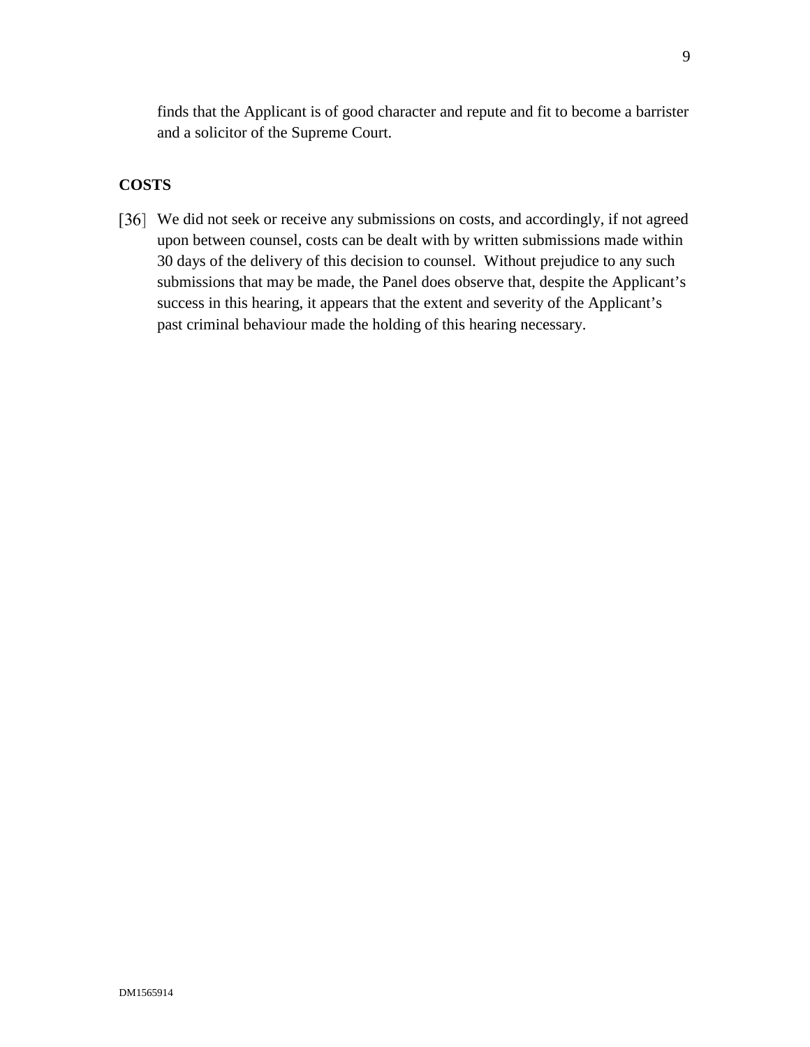finds that the Applicant is of good character and repute and fit to become a barrister and a solicitor of the Supreme Court.

**COSTS**

[36] We did not seek or receive any submissions on costs, and accordingly, if not agreed upon between counsel, costs can be dealt with by written submissions made within 30 days of the delivery of this decision to counsel. Without prejudice to any such submissions that may be made, the Panel does observe that, despite the Applicant's success in this hearing, it appears that the extent and severity of the Applicant's past criminal behaviour made the holding of this hearing necessary.